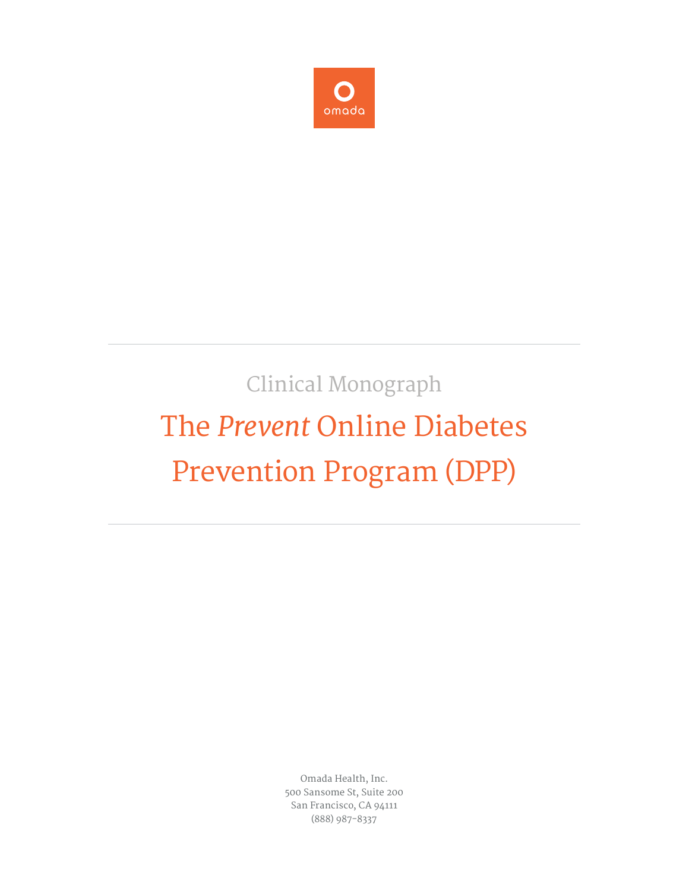omada

Clinical Monograph

# The *Prevent* Online Diabetes Prevention Program (DPP)

Omada Health, Inc.
500 Sansome St, Suite 200
San Francisco, CA 94111
(888) 987-8337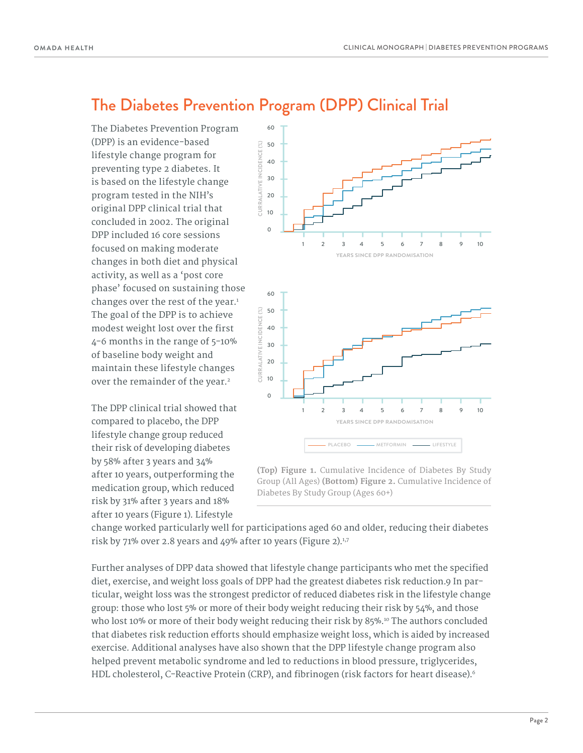# The Diabetes Prevention Program (DPP) Clinical Trial

The Diabetes Prevention Program (DPP) is an evidence-based lifestyle change program for preventing type 2 diabetes. It is based on the lifestyle change program tested in the NIH's original DPP clinical trial that concluded in 2002. The original DPP included 16 core sessions focused on making moderate changes in both diet and physical activity, as well as a 'post core phase' focused on sustaining those changes over the rest of the year.[1] The goal of the DPP is to achieve modest weight lost over the first 4-6 months in the range of 5-10% of baseline body weight and maintain these lifestyle changes over the remainder of the year.[2]

The DPP clinical trial showed that compared to placebo, the DPP lifestyle change group reduced their risk of developing diabetes by 58% after 3 years and 34% after 10 years, outperforming the medication group, which reduced risk by 31% after 3 years and 18% after 10 years (Figure 1). Lifestyle change worked particularly well for participations aged 60 and older, reducing their diabetes risk by 71% over 2.8 years and 49% after 10 years (Figure 2).[1,7]

**(Top) Figure 1.** Cumulative Incidence of Diabetes By Study Group (All Ages) **(Bottom) Figure 2.** Cumulative Incidence of Diabetes By Study Group (Ages 60+)

Further analyses of DPP data showed that lifestyle change participants who met the specified diet, exercise, and weight loss goals of DPP had the greatest diabetes risk reduction.9 In particular, weight loss was the strongest predictor of reduced diabetes risk in the lifestyle change group: those who lost 5% or more of their body weight reducing their risk by 54%, and those who lost 10% or more of their body weight reducing their risk by 85%.[10] The authors concluded that diabetes risk reduction efforts should emphasize weight loss, which is aided by increased exercise. Additional analyses have also shown that the DPP lifestyle change program also helped prevent metabolic syndrome and led to reductions in blood pressure, triglycerides, HDL cholesterol, C-Reactive Protein (CRP), and fibrinogen (risk factors for heart disease).[6]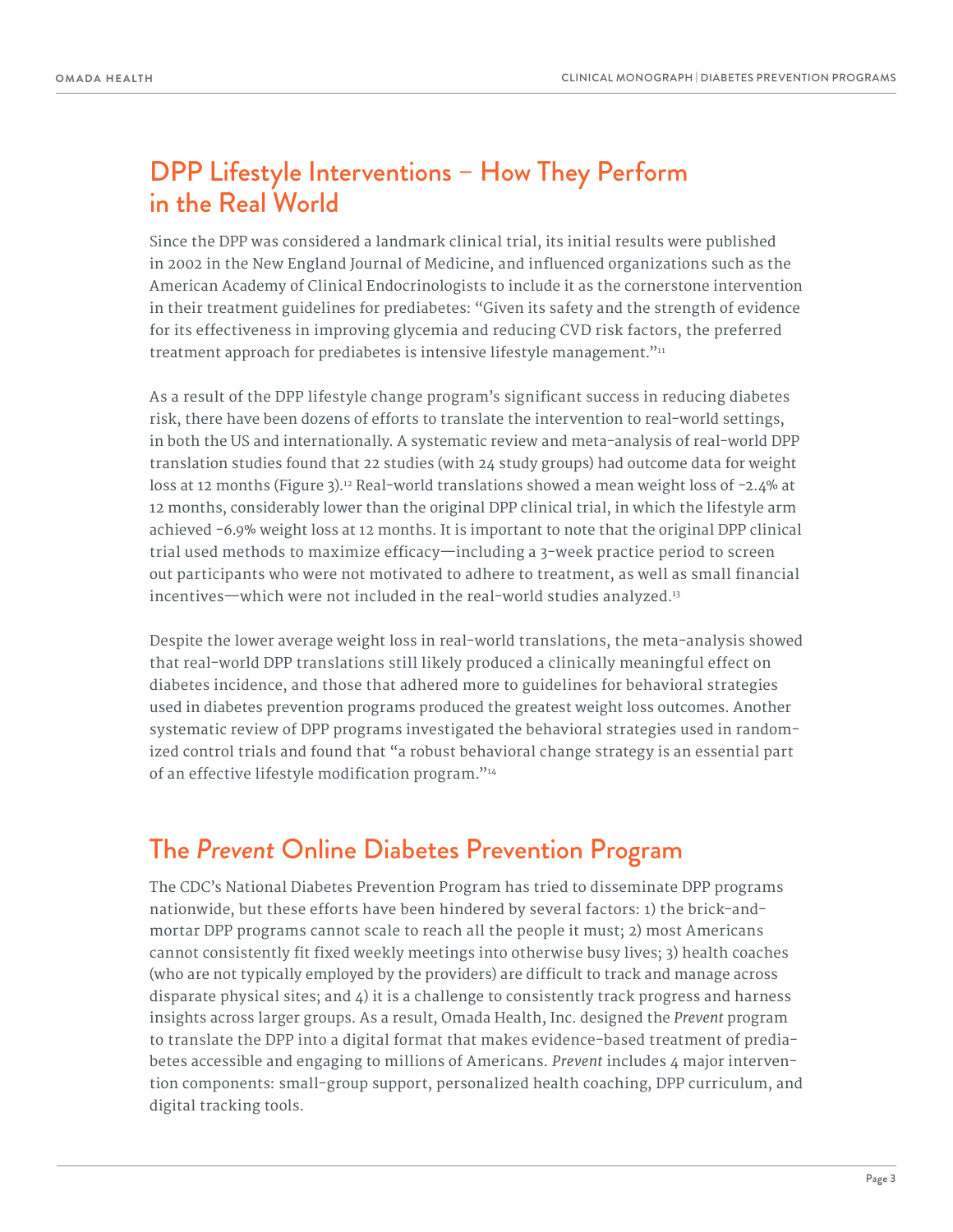## DPP Lifestyle Interventions – How They Perform in the Real World

Since the DPP was considered a landmark clinical trial, its initial results were published in 2002 in the New England Journal of Medicine, and influenced organizations such as the American Academy of Clinical Endocrinologists to include it as the cornerstone intervention in their treatment guidelines for prediabetes: "Given its safety and the strength of evidence for its effectiveness in improving glycemia and reducing CVD risk factors, the preferred treatment approach for prediabetes is intensive lifestyle management."[11]

As a result of the DPP lifestyle change program's significant success in reducing diabetes risk, there have been dozens of efforts to translate the intervention to real-world settings, in both the US and internationally. A systematic review and meta-analysis of real-world DPP translation studies found that 22 studies (with 24 study groups) had outcome data for weight loss at 12 months (Figure 3).[12] Real-world translations showed a mean weight loss of -2.4% at 12 months, considerably lower than the original DPP clinical trial, in which the lifestyle arm achieved -6.9% weight loss at 12 months. It is important to note that the original DPP clinical trial used methods to maximize efficacy—including a 3-week practice period to screen out participants who were not motivated to adhere to treatment, as well as small financial incentives—which were not included in the real-world studies analyzed.[13]

Despite the lower average weight loss in real-world translations, the meta-analysis showed that real-world DPP translations still likely produced a clinically meaningful effect on diabetes incidence, and those that adhered more to guidelines for behavioral strategies used in diabetes prevention programs produced the greatest weight loss outcomes. Another systematic review of DPP programs investigated the behavioral strategies used in randomized control trials and found that "a robust behavioral change strategy is an essential part of an effective lifestyle modification program."[14]

## The *Prevent* Online Diabetes Prevention Program

The CDC's National Diabetes Prevention Program has tried to disseminate DPP programs nationwide, but these efforts have been hindered by several factors: 1) the brick-and-mortar DPP programs cannot scale to reach all the people it must; 2) most Americans cannot consistently fit fixed weekly meetings into otherwise busy lives; 3) health coaches (who are not typically employed by the providers) are difficult to track and manage across disparate physical sites; and 4) it is a challenge to consistently track progress and harness insights across larger groups. As a result, Omada Health, Inc. designed the *Prevent* program to translate the DPP into a digital format that makes evidence-based treatment of prediabetes accessible and engaging to millions of Americans. *Prevent* includes 4 major intervention components: small-group support, personalized health coaching, DPP curriculum, and digital tracking tools.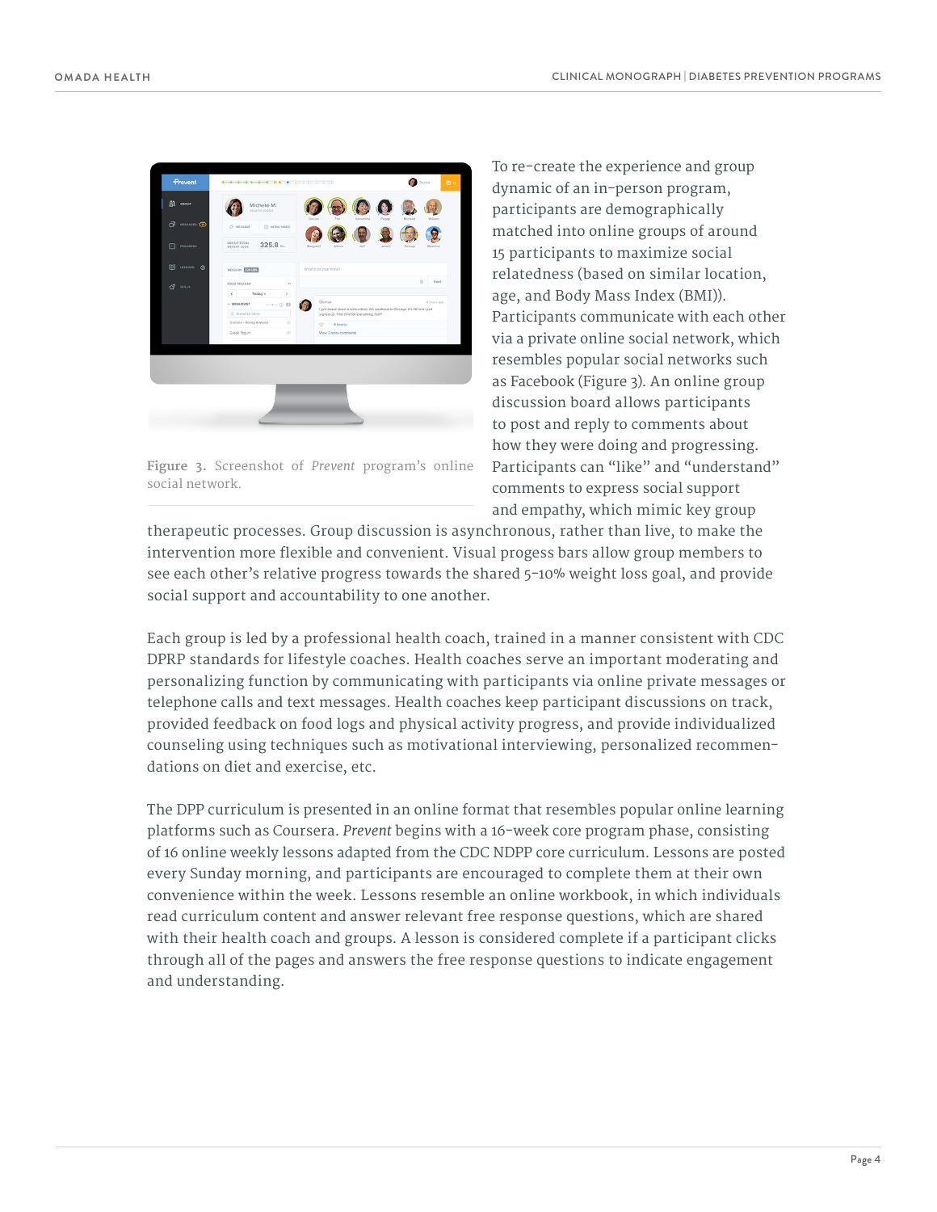To re-create the experience and group dynamic of an in-person program, participants are demographically matched into online groups of around 15 participants to maximize social relatedness (based on similar location, age, and Body Mass Index (BMI)). Participants communicate with each other via a private online social network, which resembles popular social networks such as Facebook (Figure 3). An online group discussion board allows participants to post and reply to comments about how they were doing and progressing. Participants can "like" and "understand" comments to express social support and empathy, which mimic key group therapeutic processes. Group discussion is asynchronous, rather than live, to make the intervention more flexible and convenient. Visual progess bars allow group members to see each other's relative progress towards the shared 5–10% weight loss goal, and provide social support and accountability to one another.

**Figure 3.** Screenshot of *Prevent* program's online social network.

Each group is led by a professional health coach, trained in a manner consistent with CDC DPRP standards for lifestyle coaches. Health coaches serve an important moderating and personalizing function by communicating with participants via online private messages or telephone calls and text messages. Health coaches keep participant discussions on track, provided feedback on food logs and physical activity progress, and provide individualized counseling using techniques such as motivational interviewing, personalized recommendations on diet and exercise, etc.

The DPP curriculum is presented in an online format that resembles popular online learning platforms such as Coursera. *Prevent* begins with a 16-week core program phase, consisting of 16 online weekly lessons adapted from the CDC NDPP core curriculum. Lessons are posted every Sunday morning, and participants are encouraged to complete them at their own convenience within the week. Lessons resemble an online workbook, in which individuals read curriculum content and answer relevant free response questions, which are shared with their health coach and groups. A lesson is considered complete if a participant clicks through all of the pages and answers the free response questions to indicate engagement and understanding.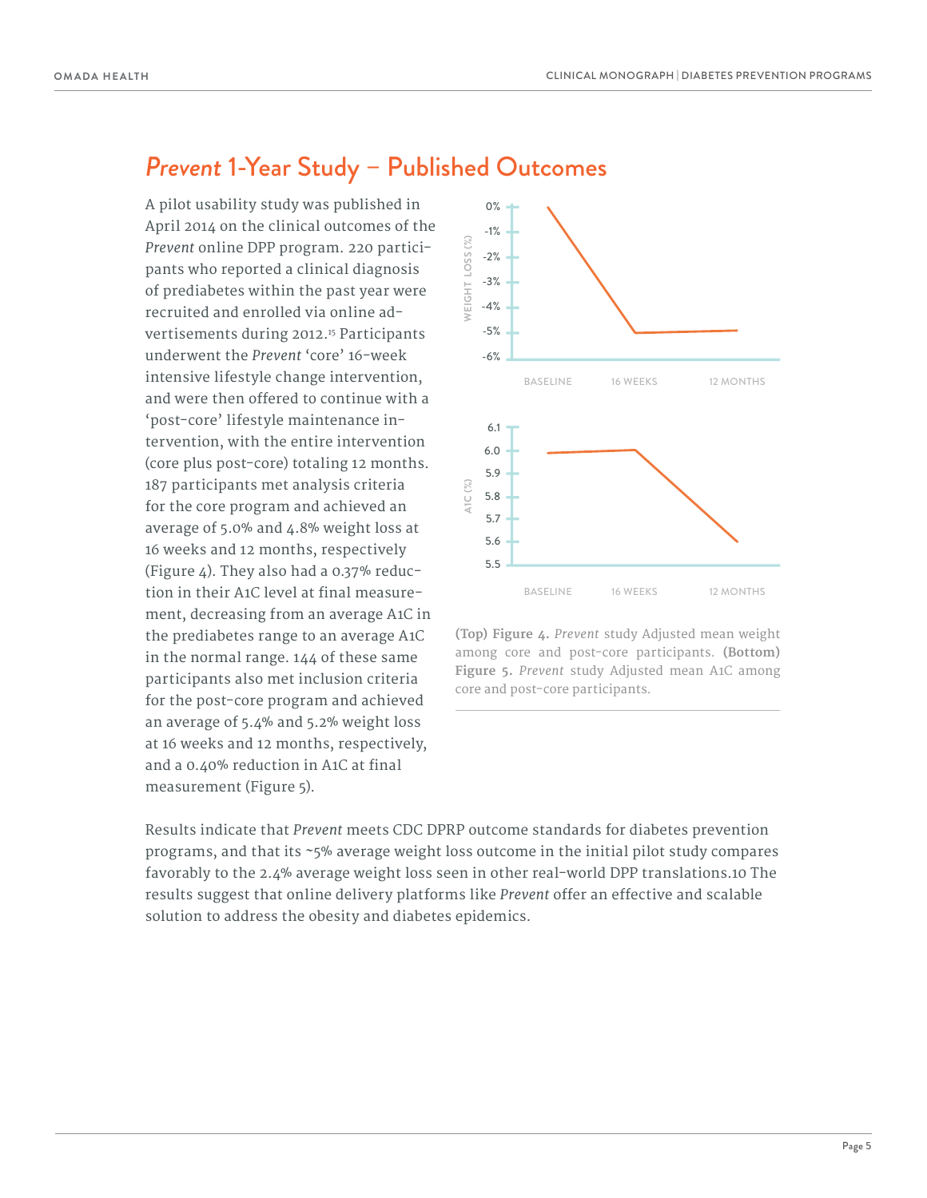## *Prevent* 1-Year Study – Published Outcomes

A pilot usability study was published in April 2014 on the clinical outcomes of the *Prevent* online DPP program. 220 participants who reported a clinical diagnosis of prediabetes within the past year were recruited and enrolled via online advertisements during 2012.[15] Participants underwent the *Prevent* 'core' 16-week intensive lifestyle change intervention, and were then offered to continue with a 'post-core' lifestyle maintenance intervention, with the entire intervention (core plus post-core) totaling 12 months. 187 participants met analysis criteria for the core program and achieved an average of 5.0% and 4.8% weight loss at 16 weeks and 12 months, respectively (Figure 4). They also had a 0.37% reduction in their A1C level at final measurement, decreasing from an average A1C in the prediabetes range to an average A1C in the normal range. 144 of these same participants also met inclusion criteria for the post-core program and achieved an average of 5.4% and 5.2% weight loss at 16 weeks and 12 months, respectively, and a 0.40% reduction in A1C at final measurement (Figure 5).

**(Top) Figure 4.** *Prevent* study Adjusted mean weight among core and post-core participants. **(Bottom) Figure 5.** *Prevent* study Adjusted mean A1C among core and post-core participants.

Results indicate that *Prevent* meets CDC DPRP outcome standards for diabetes prevention programs, and that its ~5% average weight loss outcome in the initial pilot study compares favorably to the 2.4% average weight loss seen in other real-world DPP translations.10 The results suggest that online delivery platforms like *Prevent* offer an effective and scalable solution to address the obesity and diabetes epidemics.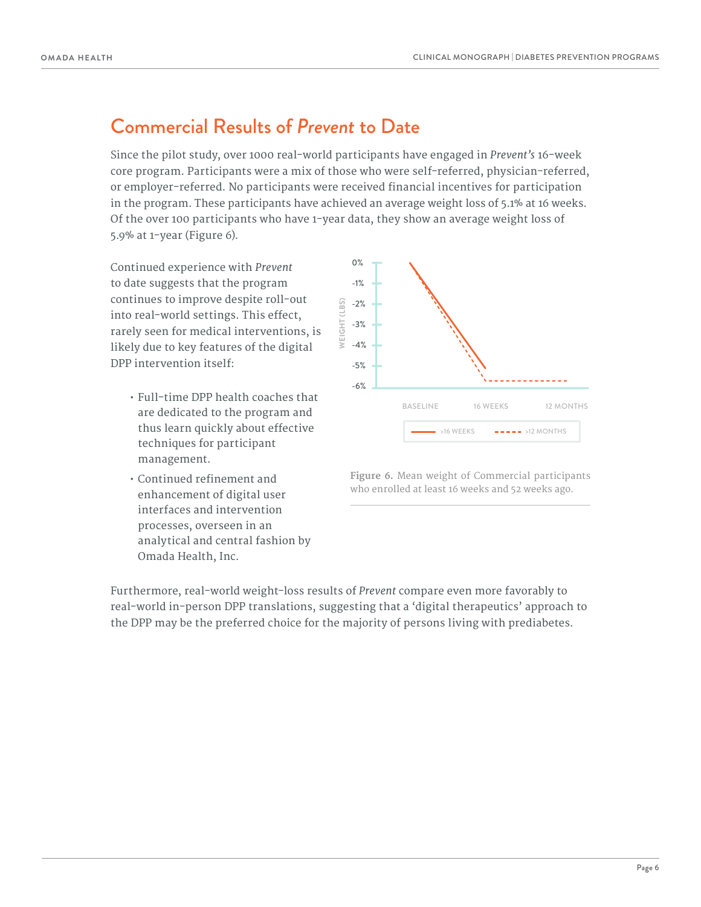## Commercial Results of *Prevent* to Date

Since the pilot study, over 1000 real-world participants have engaged in *Prevent's* 16-week core program. Participants were a mix of those who were self-referred, physician-referred, or employer-referred. No participants were received financial incentives for participation in the program. These participants have achieved an average weight loss of 5.1% at 16 weeks. Of the over 100 participants who have 1-year data, they show an average weight loss of 5.9% at 1-year (Figure 6).

Continued experience with *Prevent* to date suggests that the program continues to improve despite roll-out into real-world settings. This effect, rarely seen for medical interventions, is likely due to key features of the digital DPP intervention itself:

- Full-time DPP health coaches that are dedicated to the program and thus learn quickly about effective techniques for participant management.
- Continued refinement and enhancement of digital user interfaces and intervention processes, overseen in an analytical and central fashion by Omada Health, Inc.

**Figure 6.** Mean weight of Commercial participants who enrolled at least 16 weeks and 52 weeks ago.

Furthermore, real-world weight-loss results of *Prevent* compare even more favorably to real-world in-person DPP translations, suggesting that a 'digital therapeutics' approach to the DPP may be the preferred choice for the majority of persons living with prediabetes.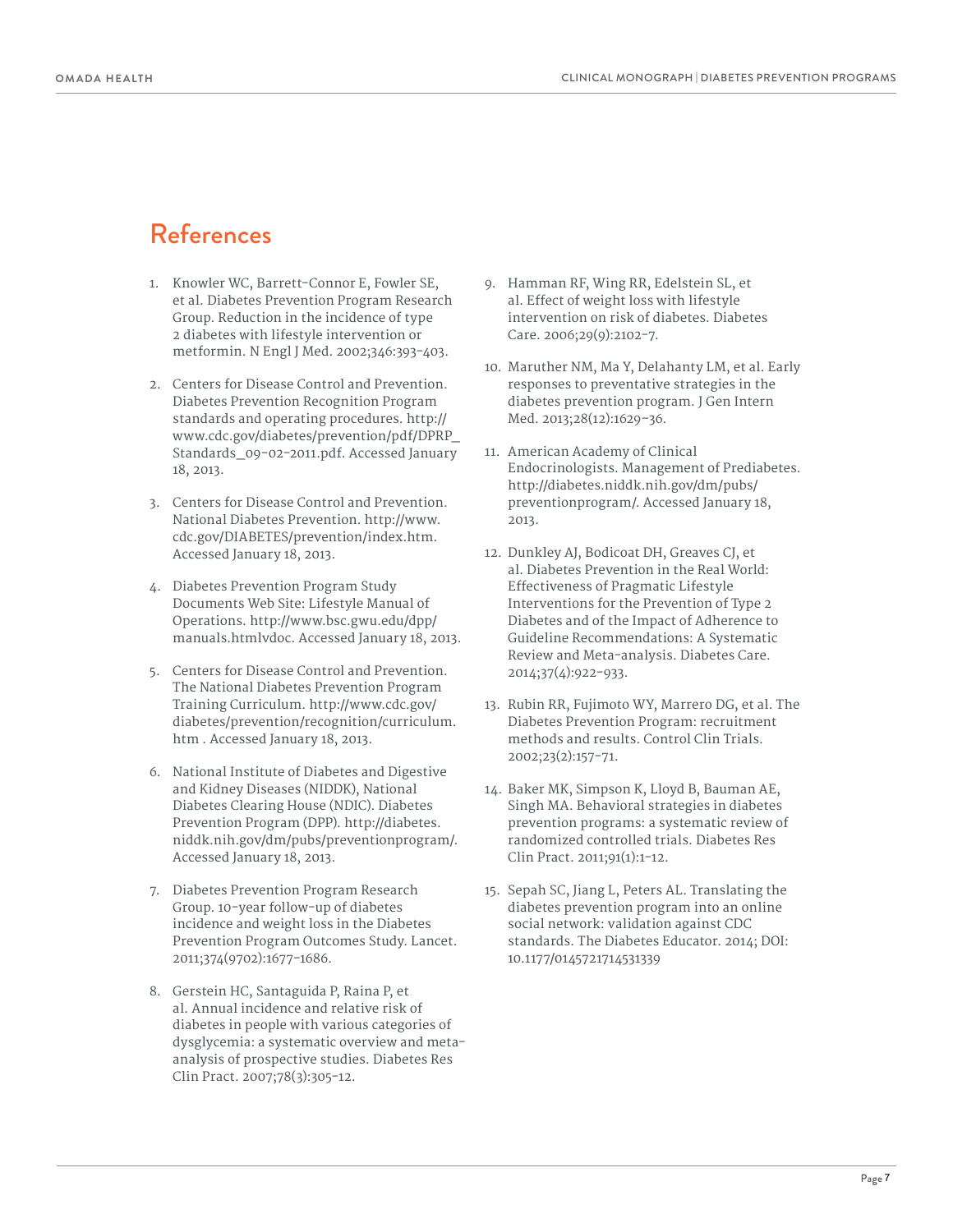# References

1. Knowler WC, Barrett-Connor E, Fowler SE, et al. Diabetes Prevention Program Research Group. Reduction in the incidence of type 2 diabetes with lifestyle intervention or metformin. N Engl J Med. 2002;346:393-403.

2. Centers for Disease Control and Prevention. Diabetes Prevention Recognition Program standards and operating procedures. http://www.cdc.gov/diabetes/prevention/pdf/DPRP_Standards_09-02-2011.pdf. Accessed January 18, 2013.

3. Centers for Disease Control and Prevention. National Diabetes Prevention. http://www.cdc.gov/DIABETES/prevention/index.htm. Accessed January 18, 2013.

4. Diabetes Prevention Program Study Documents Web Site: Lifestyle Manual of Operations. http://www.bsc.gwu.edu/dpp/manuals.htmlvdoc. Accessed January 18, 2013.

5. Centers for Disease Control and Prevention. The National Diabetes Prevention Program Training Curriculum. http://www.cdc.gov/diabetes/prevention/recognition/curriculum.htm . Accessed January 18, 2013.

6. National Institute of Diabetes and Digestive and Kidney Diseases (NIDDK), National Diabetes Clearing House (NDIC). Diabetes Prevention Program (DPP). http://diabetes.niddk.nih.gov/dm/pubs/preventionprogram/. Accessed January 18, 2013.

7. Diabetes Prevention Program Research Group. 10-year follow-up of diabetes incidence and weight loss in the Diabetes Prevention Program Outcomes Study. Lancet. 2011;374(9702):1677-1686.

8. Gerstein HC, Santaguida P, Raina P, et al. Annual incidence and relative risk of diabetes in people with various categories of dysglycemia: a systematic overview and meta-analysis of prospective studies. Diabetes Res Clin Pract. 2007;78(3):305-12.

9. Hamman RF, Wing RR, Edelstein SL, et al. Effect of weight loss with lifestyle intervention on risk of diabetes. Diabetes Care. 2006;29(9):2102-7.

10. Maruther NM, Ma Y, Delahanty LM, et al. Early responses to preventative strategies in the diabetes prevention program. J Gen Intern Med. 2013;28(12):1629-36.

11. American Academy of Clinical Endocrinologists. Management of Prediabetes. http://diabetes.niddk.nih.gov/dm/pubs/preventionprogram/. Accessed January 18, 2013.

12. Dunkley AJ, Bodicoat DH, Greaves CJ, et al. Diabetes Prevention in the Real World: Effectiveness of Pragmatic Lifestyle Interventions for the Prevention of Type 2 Diabetes and of the Impact of Adherence to Guideline Recommendations: A Systematic Review and Meta-analysis. Diabetes Care. 2014;37(4):922-933.

13. Rubin RR, Fujimoto WY, Marrero DG, et al. The Diabetes Prevention Program: recruitment methods and results. Control Clin Trials. 2002;23(2):157-71.

14. Baker MK, Simpson K, Lloyd B, Bauman AE, Singh MA. Behavioral strategies in diabetes prevention programs: a systematic review of randomized controlled trials. Diabetes Res Clin Pract. 2011;91(1):1-12.

15. Sepah SC, Jiang L, Peters AL. Translating the diabetes prevention program into an online social network: validation against CDC standards. The Diabetes Educator. 2014; DOI: 10.1177/0145721714531339